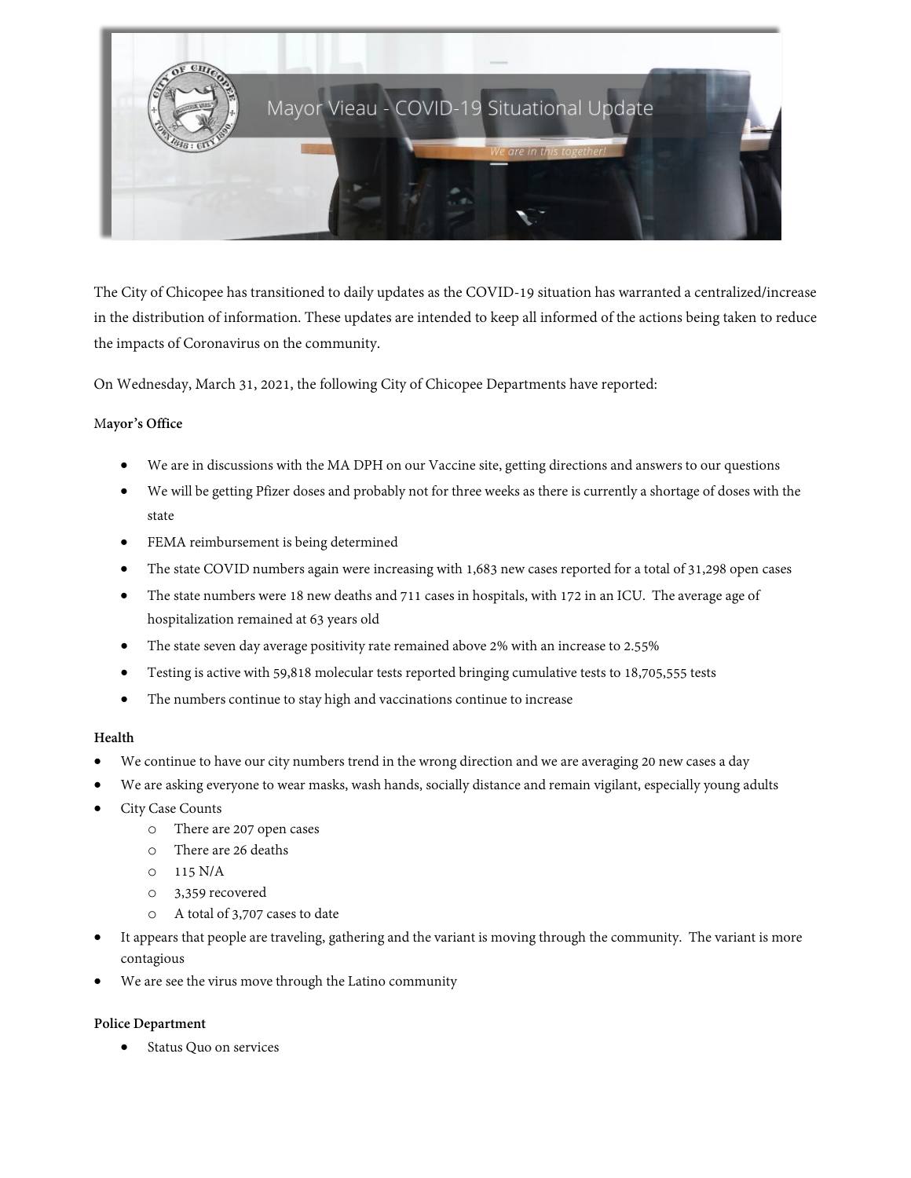# Mayor Vieau - COVID-19 Situational Update

*We are in this together!*

The City of Chicopee has transitioned to daily updates as the COVID-19 situation has warranted a centralized/increase in the distribution of information. These updates are intended to keep all informed of the actions being taken to reduce the impacts of Coronavirus on the community.

On Wednesday, March 31, 2021, the following City of Chicopee Departments have reported:

**Mayor's Office**

- We are in discussions with the MA DPH on our Vaccine site, getting directions and answers to our questions
- We will be getting Pfizer doses and probably not for three weeks as there is currently a shortage of doses with the state
- FEMA reimbursement is being determined
- The state COVID numbers again were increasing with 1,683 new cases reported for a total of 31,298 open cases
- The state numbers were 18 new deaths and 711 cases in hospitals, with 172 in an ICU. The average age of hospitalization remained at 63 years old
- The state seven day average positivity rate remained above 2% with an increase to 2.55%
- Testing is active with 59,818 molecular tests reported bringing cumulative tests to 18,705,555 tests
- The numbers continue to stay high and vaccinations continue to increase

**Health**

- We continue to have our city numbers trend in the wrong direction and we are averaging 20 new cases a day
- We are asking everyone to wear masks, wash hands, socially distance and remain vigilant, especially young adults
- City Case Counts
  - There are 207 open cases
  - There are 26 deaths
  - 115 N/A
  - 3,359 recovered
  - A total of 3,707 cases to date
- It appears that people are traveling, gathering and the variant is moving through the community. The variant is more contagious
- We are see the virus move through the Latino community

**Police Department**

- Status Quo on services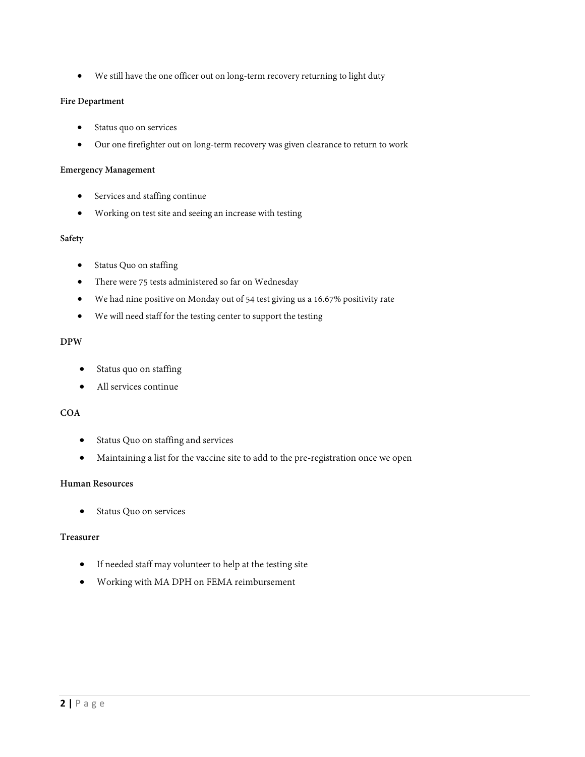- We still have the one officer out on long-term recovery returning to light duty

**Fire Department**

- Status quo on services
- Our one firefighter out on long-term recovery was given clearance to return to work

**Emergency Management**

- Services and staffing continue
- Working on test site and seeing an increase with testing

**Safety**

- Status Quo on staffing
- There were 75 tests administered so far on Wednesday
- We had nine positive on Monday out of 54 test giving us a 16.67% positivity rate
- We will need staff for the testing center to support the testing

**DPW**

- Status quo on staffing
- All services continue

**COA**

- Status Quo on staffing and services
- Maintaining a list for the vaccine site to add to the pre-registration once we open

**Human Resources**

- Status Quo on services

**Treasurer**

- If needed staff may volunteer to help at the testing site
- Working with MA DPH on FEMA reimbursement